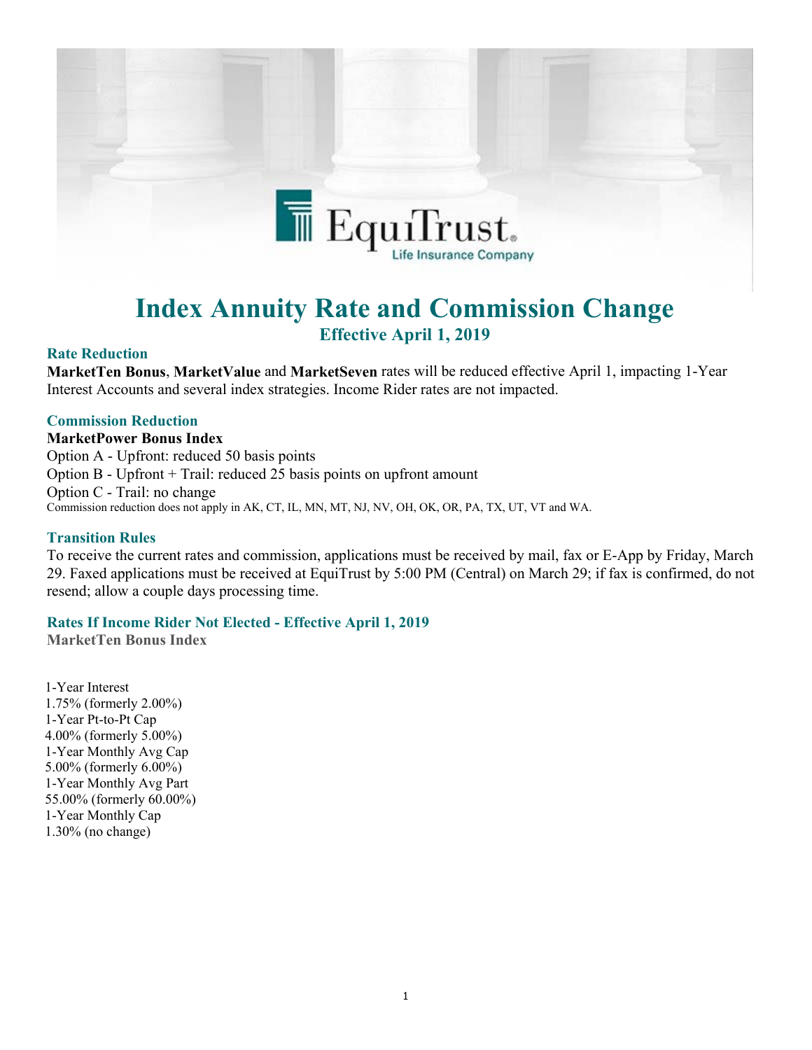# Index Annuity Rate and Commission Change

## Effective April 1, 2019

### Rate Reduction

**MarketTen Bonus**, **MarketValue** and **MarketSeven** rates will be reduced effective April 1, impacting 1-Year Interest Accounts and several index strategies. Income Rider rates are not impacted.

### Commission Reduction

**MarketPower Bonus Index**

Option A - Upfront: reduced 50 basis points
Option B - Upfront + Trail: reduced 25 basis points on upfront amount
Option C - Trail: no change

Commission reduction does not apply in AK, CT, IL, MN, MT, NJ, NV, OH, OK, OR, PA, TX, UT, VT and WA.

### Transition Rules

To receive the current rates and commission, applications must be received by mail, fax or E-App by Friday, March 29. Faxed applications must be received at EquiTrust by 5:00 PM (Central) on March 29; if fax is confirmed, do not resend; allow a couple days processing time.

### Rates If Income Rider Not Elected - Effective April 1, 2019

**MarketTen Bonus Index**

| Strategy | Rate |
|---|---|
| 1-Year Interest | 1.75% (formerly 2.00%) |
| 1-Year Pt-to-Pt Cap | 4.00% (formerly 5.00%) |
| 1-Year Monthly Avg Cap | 5.00% (formerly 6.00%) |
| 1-Year Monthly Avg Part | 55.00% (formerly 60.00%) |
| 1-Year Monthly Cap | 1.30% (no change) |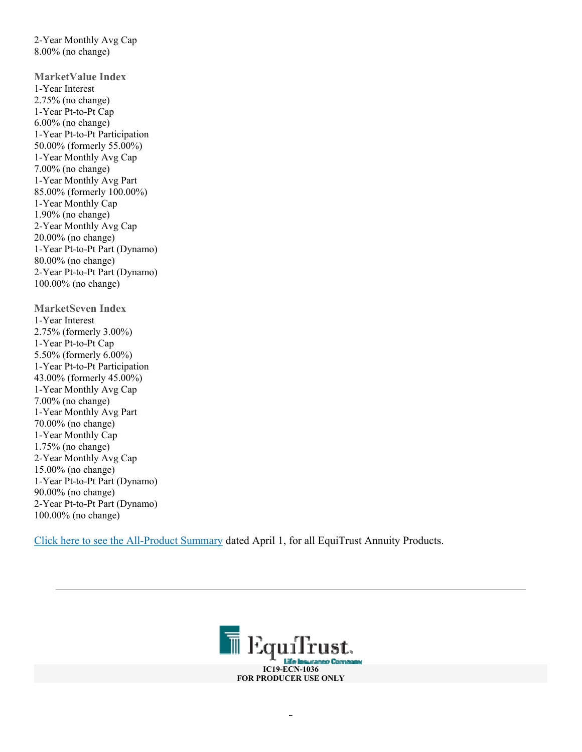2-Year Monthly Avg Cap
8.00% (no change)

**MarketValue Index**

1-Year Interest
2.75% (no change)
1-Year Pt-to-Pt Cap
6.00% (no change)
1-Year Pt-to-Pt Participation
50.00% (formerly 55.00%)
1-Year Monthly Avg Cap
7.00% (no change)
1-Year Monthly Avg Part
85.00% (formerly 100.00%)
1-Year Monthly Cap
1.90% (no change)
2-Year Monthly Avg Cap
20.00% (no change)
1-Year Pt-to-Pt Part (Dynamo)
80.00% (no change)
2-Year Pt-to-Pt Part (Dynamo)
100.00% (no change)

**MarketSeven Index**

1-Year Interest
2.75% (formerly 3.00%)
1-Year Pt-to-Pt Cap
5.50% (formerly 6.00%)
1-Year Pt-to-Pt Participation
43.00% (formerly 45.00%)
1-Year Monthly Avg Cap
7.00% (no change)
1-Year Monthly Avg Part
70.00% (no change)
1-Year Monthly Cap
1.75% (no change)
2-Year Monthly Avg Cap
15.00% (no change)
1-Year Pt-to-Pt Part (Dynamo)
90.00% (no change)
2-Year Pt-to-Pt Part (Dynamo)
100.00% (no change)

Click here to see the All-Product Summary dated April 1, for all EquiTrust Annuity Products.

---

EquiTrust Life Insurance Company

**IC19-ECN-1036**
**FOR PRODUCER USE ONLY**